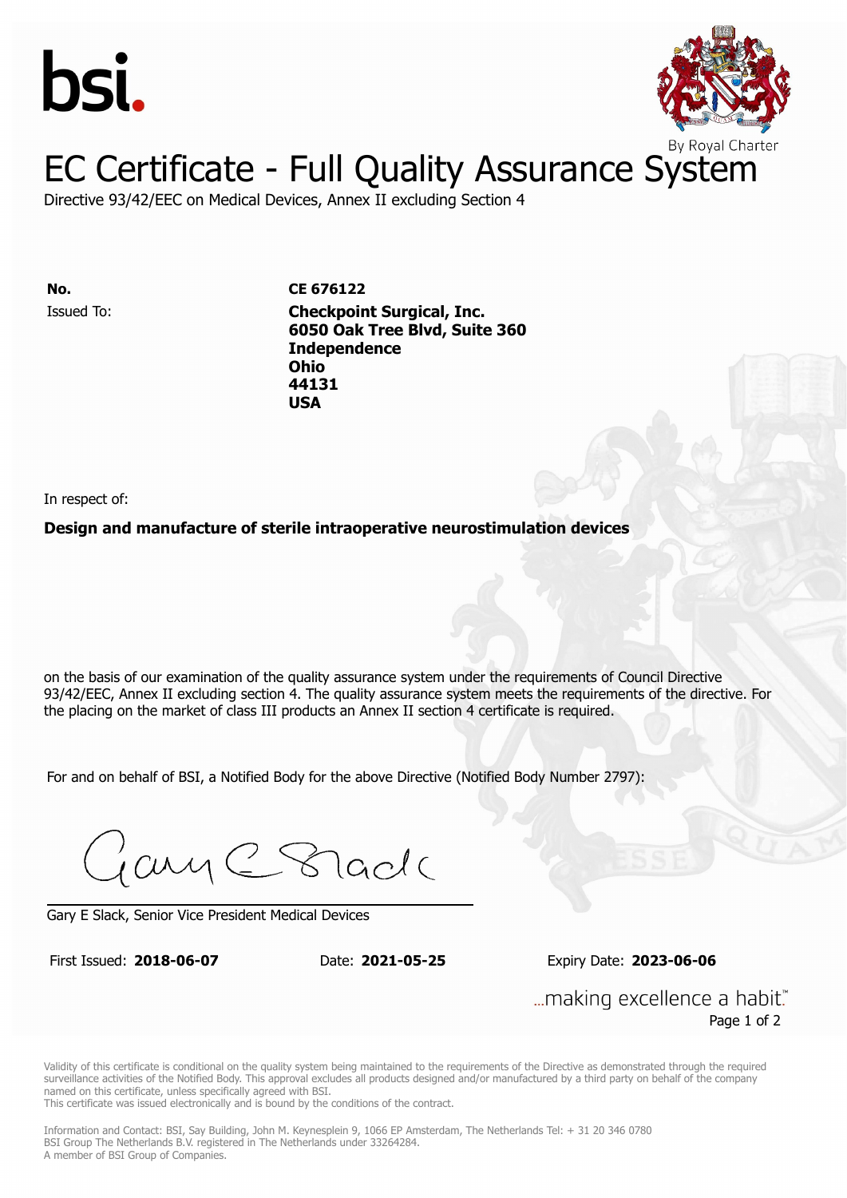bsi.

By Royal Charter

# EC Certificate - Full Quality Assurance System

Directive 93/42/EEC on Medical Devices, Annex II excluding Section 4

**No.** **CE 676122**

Issued To: **Checkpoint Surgical, Inc.**
**6050 Oak Tree Blvd, Suite 360**
**Independence**
**Ohio**
**44131**
**USA**

In respect of:

**Design and manufacture of sterile intraoperative neurostimulation devices**

on the basis of our examination of the quality assurance system under the requirements of Council Directive 93/42/EEC, Annex II excluding section 4. The quality assurance system meets the requirements of the directive. For the placing on the market of class III products an Annex II section 4 certificate is required.

For and on behalf of BSI, a Notified Body for the above Directive (Notified Body Number 2797):

Gary E Slack, Senior Vice President Medical Devices

First Issued: **2018-06-07** Date: **2021-05-25** Expiry Date: **2023-06-06**

...making excellence a habit.™

Validity of this certificate is conditional on the quality system being maintained to the requirements of the Directive as demonstrated through the required surveillance activities of the Notified Body. This approval excludes all products designed and/or manufactured by a third party on behalf of the company named on this certificate, unless specifically agreed with BSI.
This certificate was issued electronically and is bound by the conditions of the contract.

Information and Contact: BSI, Say Building, John M. Keynesplein 9, 1066 EP Amsterdam, The Netherlands Tel: + 31 20 346 0780
BSI Group The Netherlands B.V. registered in The Netherlands under 33264284.
A member of BSI Group of Companies.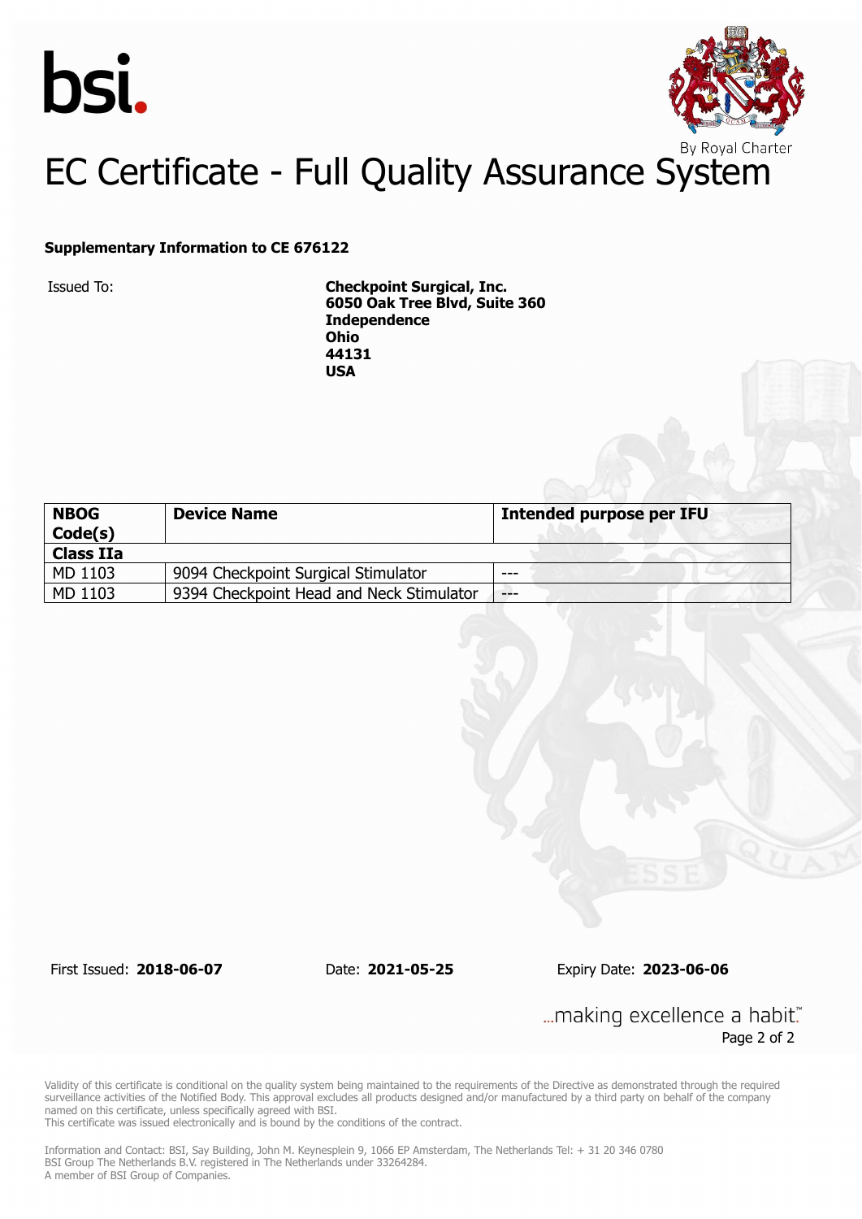bsi.

By Royal Charter

# EC Certificate - Full Quality Assurance System

**Supplementary Information to CE 676122**

Issued To: **Checkpoint Surgical, Inc.**
**6050 Oak Tree Blvd, Suite 360**
**Independence**
**Ohio**
**44131**
**USA**

| NBOG Code(s) | Device Name | Intended purpose per IFU |
|---|---|---|
| **Class IIa** | | |
| MD 1103 | 9094 Checkpoint Surgical Stimulator | --- |
| MD 1103 | 9394 Checkpoint Head and Neck Stimulator | --- |

First Issued: **2018-06-07** Date: **2021-05-25** Expiry Date: **2023-06-06**

...making excellence a habit.™

Validity of this certificate is conditional on the quality system being maintained to the requirements of the Directive as demonstrated through the required surveillance activities of the Notified Body. This approval excludes all products designed and/or manufactured by a third party on behalf of the company named on this certificate, unless specifically agreed with BSI.
This certificate was issued electronically and is bound by the conditions of the contract.

Information and Contact: BSI, Say Building, John M. Keynesplein 9, 1066 EP Amsterdam, The Netherlands Tel: + 31 20 346 0780
BSI Group The Netherlands B.V. registered in The Netherlands under 33264284.
A member of BSI Group of Companies.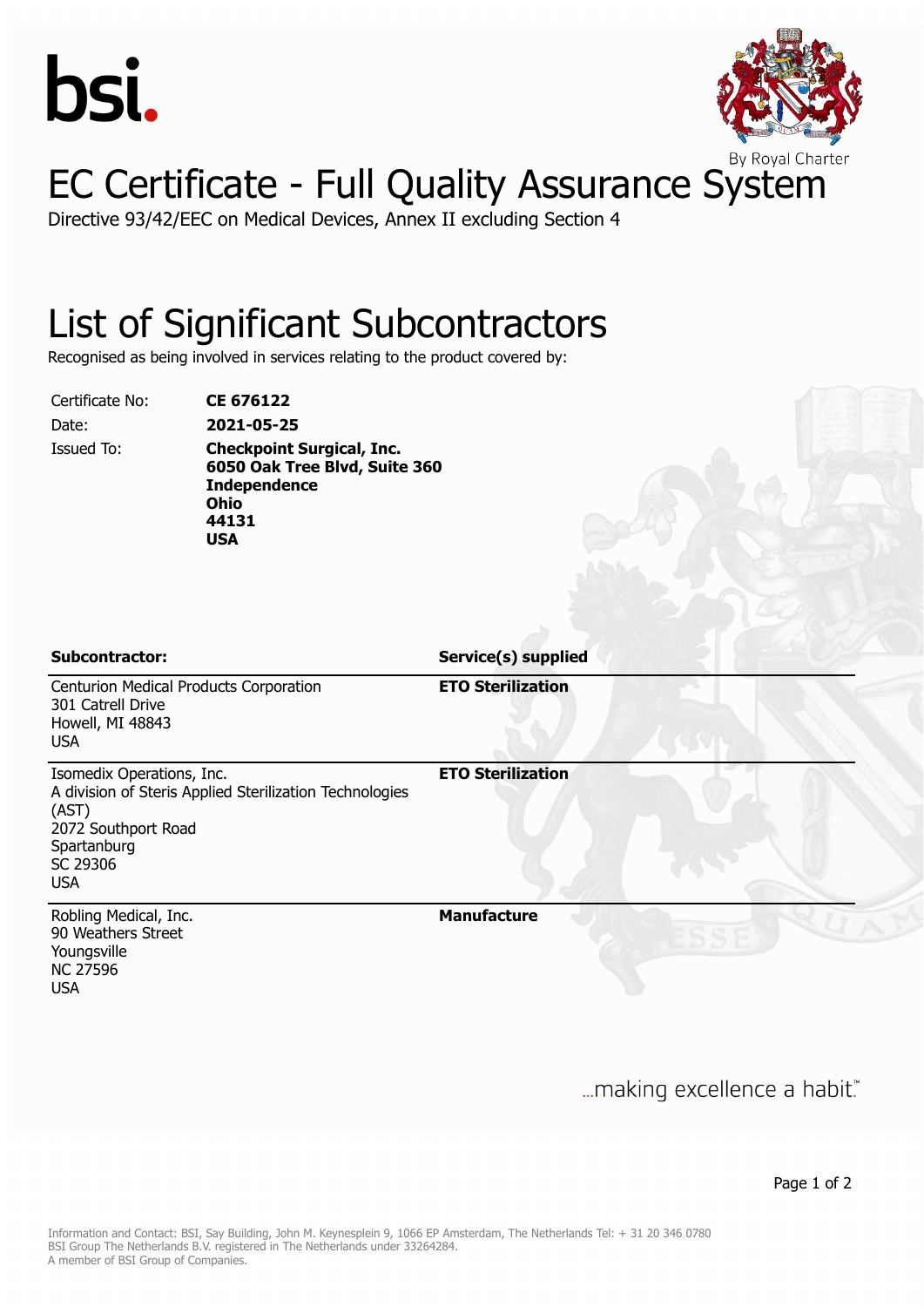bsi.

By Royal Charter

# EC Certificate - Full Quality Assurance System

Directive 93/42/EEC on Medical Devices, Annex II excluding Section 4

## List of Significant Subcontractors

Recognised as being involved in services relating to the product covered by:

| | |
|---|---|
| Certificate No: | **CE 676122** |
| Date: | **2021-05-25** |
| Issued To: | **Checkpoint Surgical, Inc.**<br>**6050 Oak Tree Blvd, Suite 360**<br>**Independence**<br>**Ohio**<br>**44131**<br>**USA** |

| **Subcontractor:** | **Service(s) supplied** |
|---|---|
| Centurion Medical Products Corporation<br>301 Catrell Drive<br>Howell, MI 48843<br>USA | **ETO Sterilization** |
| Isomedix Operations, Inc.<br>A division of Steris Applied Sterilization Technologies (AST)<br>2072 Southport Road<br>Spartanburg<br>SC 29306<br>USA | **ETO Sterilization** |
| Robling Medical, Inc.<br>90 Weathers Street<br>Youngsville<br>NC 27596<br>USA | **Manufacture** |

...making excellence a habit.™

Information and Contact: BSI, Say Building, John M. Keynesplein 9, 1066 EP Amsterdam, The Netherlands Tel: + 31 20 346 0780
BSI Group The Netherlands B.V. registered in The Netherlands under 33264284.
A member of BSI Group of Companies.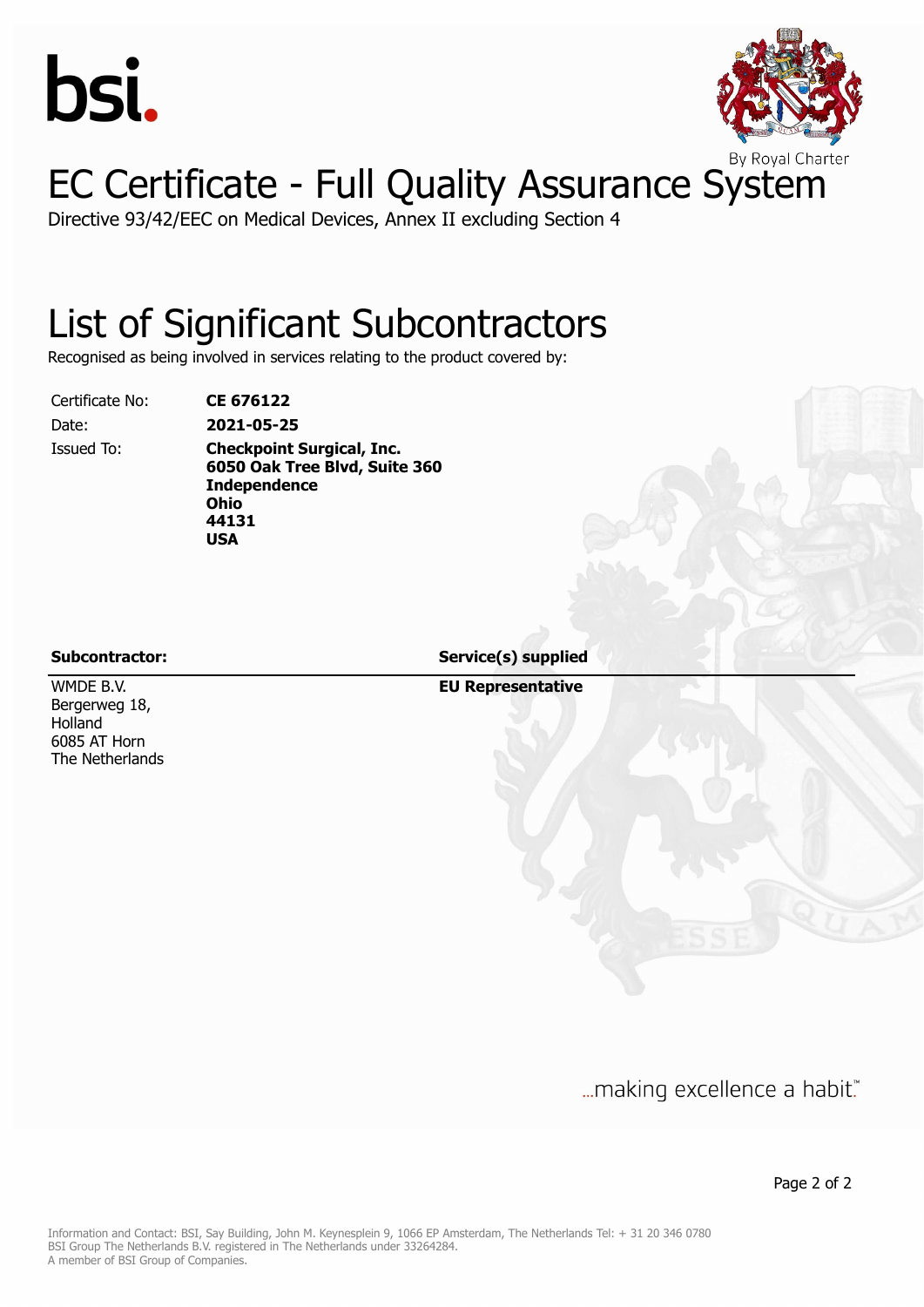bsi.

By Royal Charter

# EC Certificate - Full Quality Assurance System

Directive 93/42/EEC on Medical Devices, Annex II excluding Section 4

## List of Significant Subcontractors

Recognised as being involved in services relating to the product covered by:

| | |
|---|---|
| Certificate No: | **CE 676122** |
| Date: | **2021-05-25** |
| Issued To: | **Checkpoint Surgical, Inc.**<br>**6050 Oak Tree Blvd, Suite 360**<br>**Independence**<br>**Ohio**<br>**44131**<br>**USA** |

| **Subcontractor:** | **Service(s) supplied** |
|---|---|
| WMDE B.V.<br>Bergerweg 18,<br>Holland<br>6085 AT Horn<br>The Netherlands | **EU Representative** |

...making excellence a habit.™

Information and Contact: BSI, Say Building, John M. Keynesplein 9, 1066 EP Amsterdam, The Netherlands Tel: + 31 20 346 0780
BSI Group The Netherlands B.V. registered in The Netherlands under 33264284.
A member of BSI Group of Companies.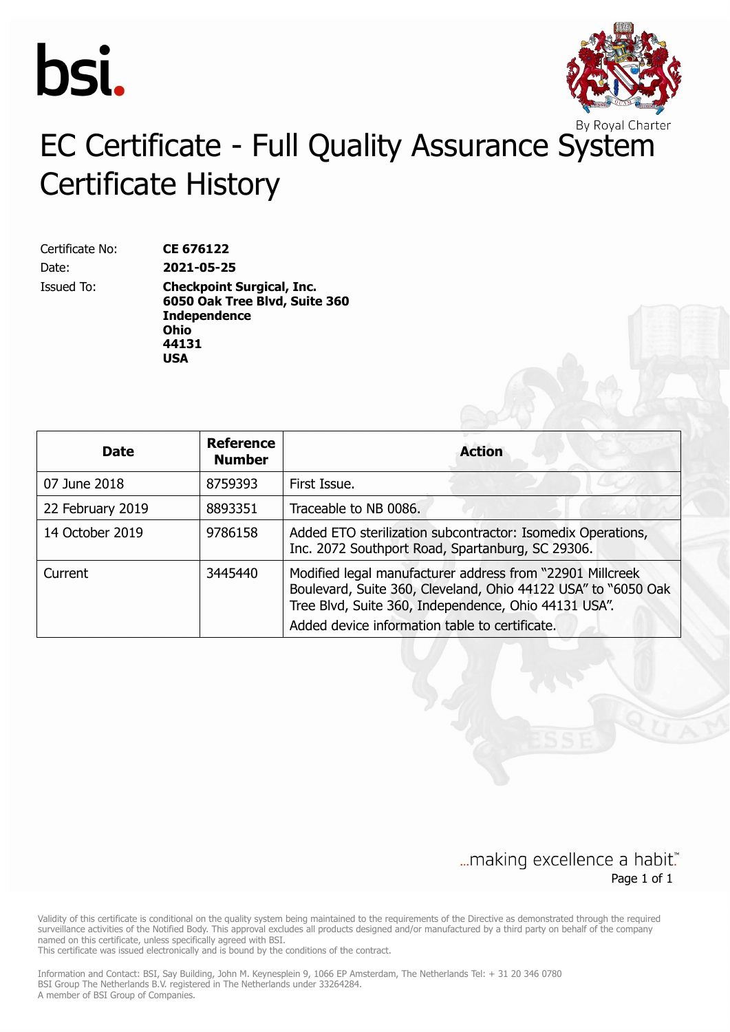bsi.

By Royal Charter

# EC Certificate - Full Quality Assurance System Certificate History

Certificate No: **CE 676122**

Date: **2021-05-25**

Issued To: **Checkpoint Surgical, Inc.**
**6050 Oak Tree Blvd, Suite 360**
**Independence**
**Ohio**
**44131**
**USA**

| Date | Reference Number | Action |
|---|---|---|
| 07 June 2018 | 8759393 | First Issue. |
| 22 February 2019 | 8893351 | Traceable to NB 0086. |
| 14 October 2019 | 9786158 | Added ETO sterilization subcontractor: Isomedix Operations, Inc. 2072 Southport Road, Spartanburg, SC 29306. |
| Current | 3445440 | Modified legal manufacturer address from "22901 Millcreek Boulevard, Suite 360, Cleveland, Ohio 44122 USA" to "6050 Oak Tree Blvd, Suite 360, Independence, Ohio 44131 USA". Added device information table to certificate. |

...making excellence a habit.™

Validity of this certificate is conditional on the quality system being maintained to the requirements of the Directive as demonstrated through the required surveillance activities of the Notified Body. This approval excludes all products designed and/or manufactured by a third party on behalf of the company named on this certificate, unless specifically agreed with BSI.
This certificate was issued electronically and is bound by the conditions of the contract.

Information and Contact: BSI, Say Building, John M. Keynesplein 9, 1066 EP Amsterdam, The Netherlands Tel: + 31 20 346 0780
BSI Group The Netherlands B.V. registered in The Netherlands under 33264284.
A member of BSI Group of Companies.